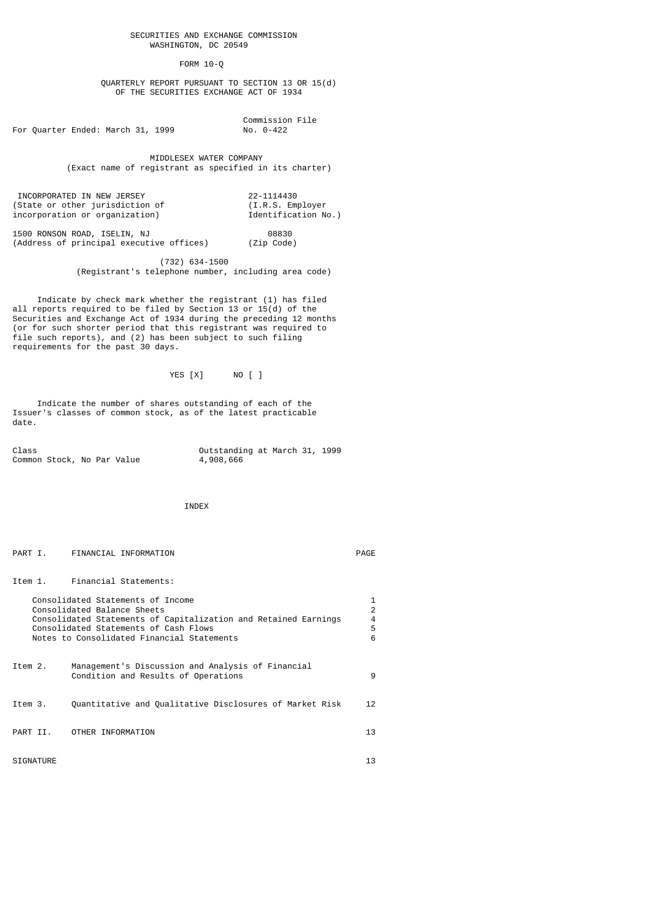SECURITIES AND EXCHANGE COMMISSION
WASHINGTON, DC 20549

FORM 10-Q

QUARTERLY REPORT PURSUANT TO SECTION 13 OR 15(d)
OF THE SECURITIES EXCHANGE ACT OF 1934

For Quarter Ended: March 31, 1999 — Commission File No. 0-422

# MIDDLESEX WATER COMPANY

(Exact name of registrant as specified in its charter)

| | |
|---|---|
| INCORPORATED IN NEW JERSEY<br>(State or other jurisdiction of incorporation or organization) | 22-1114430<br>(I.R.S. Employer Identification No.) |
| 1500 RONSON ROAD, ISELIN, NJ<br>(Address of principal executive offices) | 08830<br>(Zip Code) |

(732) 634-1500
(Registrant's telephone number, including area code)

Indicate by check mark whether the registrant (1) has filed all reports required to be filed by Section 13 or 15(d) of the Securities and Exchange Act of 1934 during the preceding 12 months (or for such shorter period that this registrant was required to file such reports), and (2) has been subject to such filing requirements for the past 30 days.

YES [X]      NO [ ]

Indicate the number of shares outstanding of each of the Issuer's classes of common stock, as of the latest practicable date.

| Class | Outstanding at March 31, 1999 |
|---|---|
| Common Stock, No Par Value | 4,908,666 |

## INDEX

| | | PAGE |
|---|---|---|
| PART I. | FINANCIAL INFORMATION | |
| Item 1. | Financial Statements: | |
| | Consolidated Statements of Income | 1 |
| | Consolidated Balance Sheets | 2 |
| | Consolidated Statements of Capitalization and Retained Earnings | 4 |
| | Consolidated Statements of Cash Flows | 5 |
| | Notes to Consolidated Financial Statements | 6 |
| Item 2. | Management's Discussion and Analysis of Financial Condition and Results of Operations | 9 |
| Item 3. | Quantitative and Qualitative Disclosures of Market Risk | 12 |
| PART II. | OTHER INFORMATION | 13 |
| SIGNATURE | | 13 |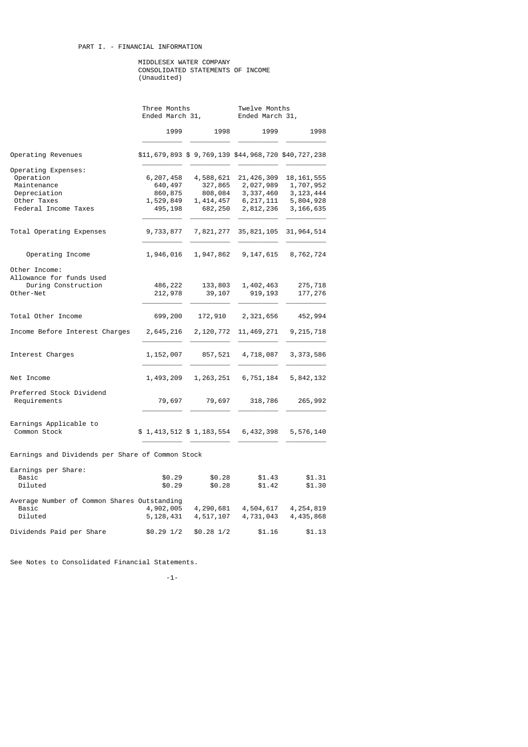PART I. - FINANCIAL INFORMATION

MIDDLESEX WATER COMPANY
CONSOLIDATED STATEMENTS OF INCOME
(Unaudited)

| | Three Months Ended March 31, | | Twelve Months Ended March 31, | |
|---|---|---|---|---|
| | 1999 | 1998 | 1999 | 1998 |
| Operating Revenues | $11,679,893 | $ 9,769,139 | $44,968,720 | $40,727,238 |
| Operating Expenses: | | | | |
| Operation | 6,207,458 | 4,588,621 | 21,426,309 | 18,161,555 |
| Maintenance | 640,497 | 327,865 | 2,027,989 | 1,707,952 |
| Depreciation | 860,875 | 808,084 | 3,337,460 | 3,123,444 |
| Other Taxes | 1,529,849 | 1,414,457 | 6,217,111 | 5,804,928 |
| Federal Income Taxes | 495,198 | 682,250 | 2,812,236 | 3,166,635 |
| Total Operating Expenses | 9,733,877 | 7,821,277 | 35,821,105 | 31,964,514 |
| Operating Income | 1,946,016 | 1,947,862 | 9,147,615 | 8,762,724 |
| Other Income: | | | | |
| Allowance for funds Used During Construction | 486,222 | 133,803 | 1,402,463 | 275,718 |
| Other-Net | 212,978 | 39,107 | 919,193 | 177,276 |
| Total Other Income | 699,200 | 172,910 | 2,321,656 | 452,994 |
| Income Before Interest Charges | 2,645,216 | 2,120,772 | 11,469,271 | 9,215,718 |
| Interest Charges | 1,152,007 | 857,521 | 4,718,087 | 3,373,586 |
| Net Income | 1,493,209 | 1,263,251 | 6,751,184 | 5,842,132 |
| Preferred Stock Dividend Requirements | 79,697 | 79,697 | 318,786 | 265,992 |
| Earnings Applicable to Common Stock | $ 1,413,512 | $ 1,183,554 | 6,432,398 | 5,576,140 |
| Earnings and Dividends per Share of Common Stock | | | | |
| Earnings per Share: | | | | |
| Basic | $0.29 | $0.28 | $1.43 | $1.31 |
| Diluted | $0.29 | $0.28 | $1.42 | $1.30 |
| Average Number of Common Shares Outstanding | | | | |
| Basic | 4,902,005 | 4,290,681 | 4,504,617 | 4,254,819 |
| Diluted | 5,128,431 | 4,517,107 | 4,731,043 | 4,435,868 |
| Dividends Paid per Share | $0.29 1/2 | $0.28 1/2 | $1.16 | $1.13 |

See Notes to Consolidated Financial Statements.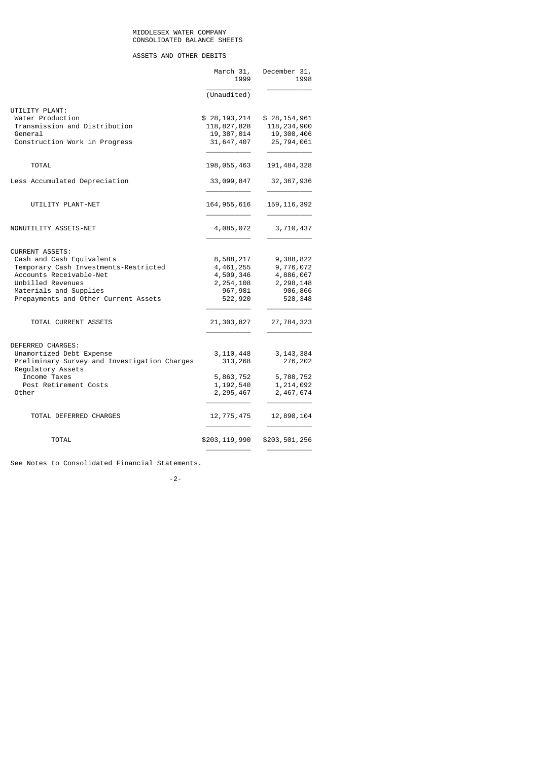# MIDDLESEX WATER COMPANY
## CONSOLIDATED BALANCE SHEETS

### ASSETS AND OTHER DEBITS

| | March 31, 1999 | December 31, 1998 |
|---|---|---|
| | (Unaudited) | |
| UTILITY PLANT: | | |
| Water Production | $ 28,193,214 | $ 28,154,961 |
| Transmission and Distribution | 118,827,828 | 118,234,900 |
| General | 19,387,014 | 19,300,406 |
| Construction Work in Progress | 31,647,407 | 25,794,061 |
| TOTAL | 198,055,463 | 191,484,328 |
| Less Accumulated Depreciation | 33,099,847 | 32,367,936 |
| UTILITY PLANT-NET | 164,955,616 | 159,116,392 |
| NONUTILITY ASSETS-NET | 4,085,072 | 3,710,437 |
| CURRENT ASSETS: | | |
| Cash and Cash Equivalents | 8,588,217 | 9,388,822 |
| Temporary Cash Investments-Restricted | 4,461,255 | 9,776,072 |
| Accounts Receivable-Net | 4,509,346 | 4,886,067 |
| Unbilled Revenues | 2,254,108 | 2,298,148 |
| Materials and Supplies | 967,981 | 906,866 |
| Prepayments and Other Current Assets | 522,920 | 528,348 |
| TOTAL CURRENT ASSETS | 21,303,827 | 27,784,323 |
| DEFERRED CHARGES: | | |
| Unamortized Debt Expense | 3,110,448 | 3,143,384 |
| Preliminary Survey and Investigation Charges | 313,268 | 276,202 |
| Regulatory Assets | | |
| Income Taxes | 5,863,752 | 5,788,752 |
| Post Retirement Costs | 1,192,540 | 1,214,092 |
| Other | 2,295,467 | 2,467,674 |
| TOTAL DEFERRED CHARGES | 12,775,475 | 12,890,104 |
| TOTAL | $203,119,990 | $203,501,256 |

See Notes to Consolidated Financial Statements.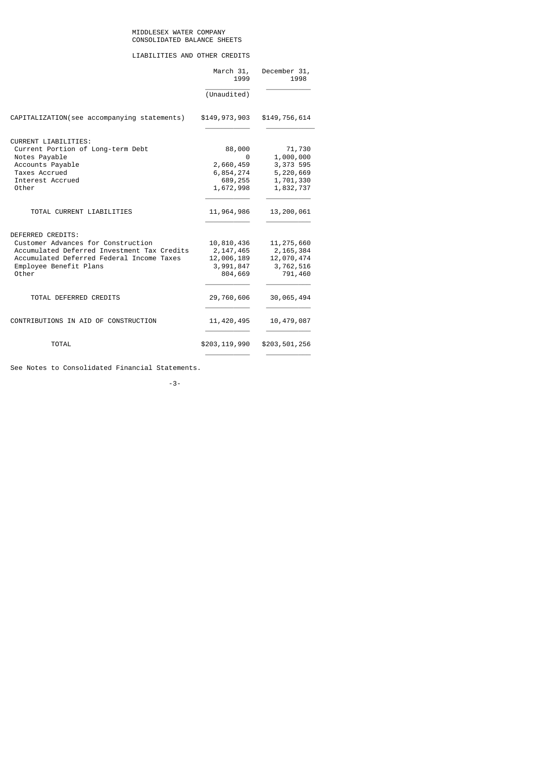# MIDDLESEX WATER COMPANY
## CONSOLIDATED BALANCE SHEETS

### LIABILITIES AND OTHER CREDITS

| | March 31, 1999 (Unaudited) | December 31, 1998 |
|---|---|---|
| CAPITALIZATION(see accompanying statements) | $149,973,903 | $149,756,614 |
| CURRENT LIABILITIES: | | |
| Current Portion of Long-term Debt | 88,000 | 71,730 |
| Notes Payable | 0 | 1,000,000 |
| Accounts Payable | 2,660,459 | 3,373 595 |
| Taxes Accrued | 6,854,274 | 5,220,669 |
| Interest Accrued | 689,255 | 1,701,330 |
| Other | 1,672,998 | 1,832,737 |
| TOTAL CURRENT LIABILITIES | 11,964,986 | 13,200,061 |
| DEFERRED CREDITS: | | |
| Customer Advances for Construction | 10,810,436 | 11,275,660 |
| Accumulated Deferred Investment Tax Credits | 2,147,465 | 2,165,384 |
| Accumulated Deferred Federal Income Taxes | 12,006,189 | 12,070,474 |
| Employee Benefit Plans | 3,991,847 | 3,762,516 |
| Other | 804,669 | 791,460 |
| TOTAL DEFERRED CREDITS | 29,760,606 | 30,065,494 |
| CONTRIBUTIONS IN AID OF CONSTRUCTION | 11,420,495 | 10,479,087 |
| TOTAL | $203,119,990 | $203,501,256 |

See Notes to Consolidated Financial Statements.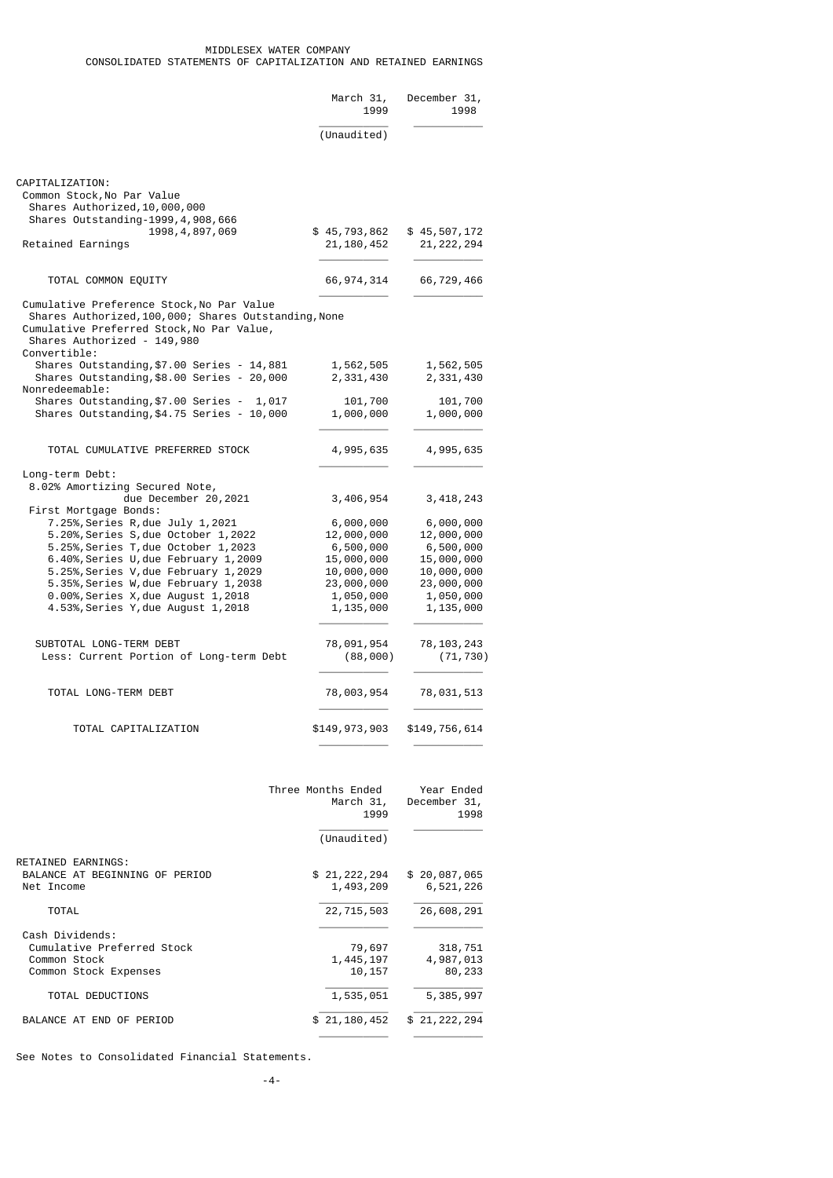# MIDDLESEX WATER COMPANY

## CONSOLIDATED STATEMENTS OF CAPITALIZATION AND RETAINED EARNINGS

| | March 31, 1999 | December 31, 1998 |
|---|---|---|
| | (Unaudited) | |
| CAPITALIZATION: | | |
| Common Stock, No Par Value | | |
| Shares Authorized, 10,000,000 | | |
| Shares Outstanding-1999, 4,908,666 | | |
| 1998, 4,897,069 | $ 45,793,862 | $ 45,507,172 |
| Retained Earnings | 21,180,452 | 21,222,294 |
| TOTAL COMMON EQUITY | 66,974,314 | 66,729,466 |
| Cumulative Preference Stock, No Par Value | | |
| Shares Authorized, 100,000; Shares Outstanding, None | | |
| Cumulative Preferred Stock, No Par Value, | | |
| Shares Authorized - 149,980 | | |
| Convertible: | | |
| Shares Outstanding, $7.00 Series - 14,881 | 1,562,505 | 1,562,505 |
| Shares Outstanding, $8.00 Series - 20,000 | 2,331,430 | 2,331,430 |
| Nonredeemable: | | |
| Shares Outstanding, $7.00 Series - 1,017 | 101,700 | 101,700 |
| Shares Outstanding, $4.75 Series - 10,000 | 1,000,000 | 1,000,000 |
| TOTAL CUMULATIVE PREFERRED STOCK | 4,995,635 | 4,995,635 |
| Long-term Debt: | | |
| 8.02% Amortizing Secured Note, due December 20, 2021 | 3,406,954 | 3,418,243 |
| First Mortgage Bonds: | | |
| 7.25%, Series R, due July 1, 2021 | 6,000,000 | 6,000,000 |
| 5.20%, Series S, due October 1, 2022 | 12,000,000 | 12,000,000 |
| 5.25%, Series T, due October 1, 2023 | 6,500,000 | 6,500,000 |
| 6.40%, Series U, due February 1, 2009 | 15,000,000 | 15,000,000 |
| 5.25%, Series V, due February 1, 2029 | 10,000,000 | 10,000,000 |
| 5.35%, Series W, due February 1, 2038 | 23,000,000 | 23,000,000 |
| 0.00%, Series X, due August 1, 2018 | 1,050,000 | 1,050,000 |
| 4.53%, Series Y, due August 1, 2018 | 1,135,000 | 1,135,000 |
| SUBTOTAL LONG-TERM DEBT | 78,091,954 | 78,103,243 |
| Less: Current Portion of Long-term Debt | (88,000) | (71,730) |
| TOTAL LONG-TERM DEBT | 78,003,954 | 78,031,513 |
| TOTAL CAPITALIZATION | $149,973,903 | $149,756,614 |

| | Three Months Ended March 31, 1999 | Year Ended December 31, 1998 |
|---|---|---|
| | (Unaudited) | |
| RETAINED EARNINGS: | | |
| BALANCE AT BEGINNING OF PERIOD | $ 21,222,294 | $ 20,087,065 |
| Net Income | 1,493,209 | 6,521,226 |
| TOTAL | 22,715,503 | 26,608,291 |
| Cash Dividends: | | |
| Cumulative Preferred Stock | 79,697 | 318,751 |
| Common Stock | 1,445,197 | 4,987,013 |
| Common Stock Expenses | 10,157 | 80,233 |
| TOTAL DEDUCTIONS | 1,535,051 | 5,385,997 |
| BALANCE AT END OF PERIOD | $ 21,180,452 | $ 21,222,294 |

See Notes to Consolidated Financial Statements.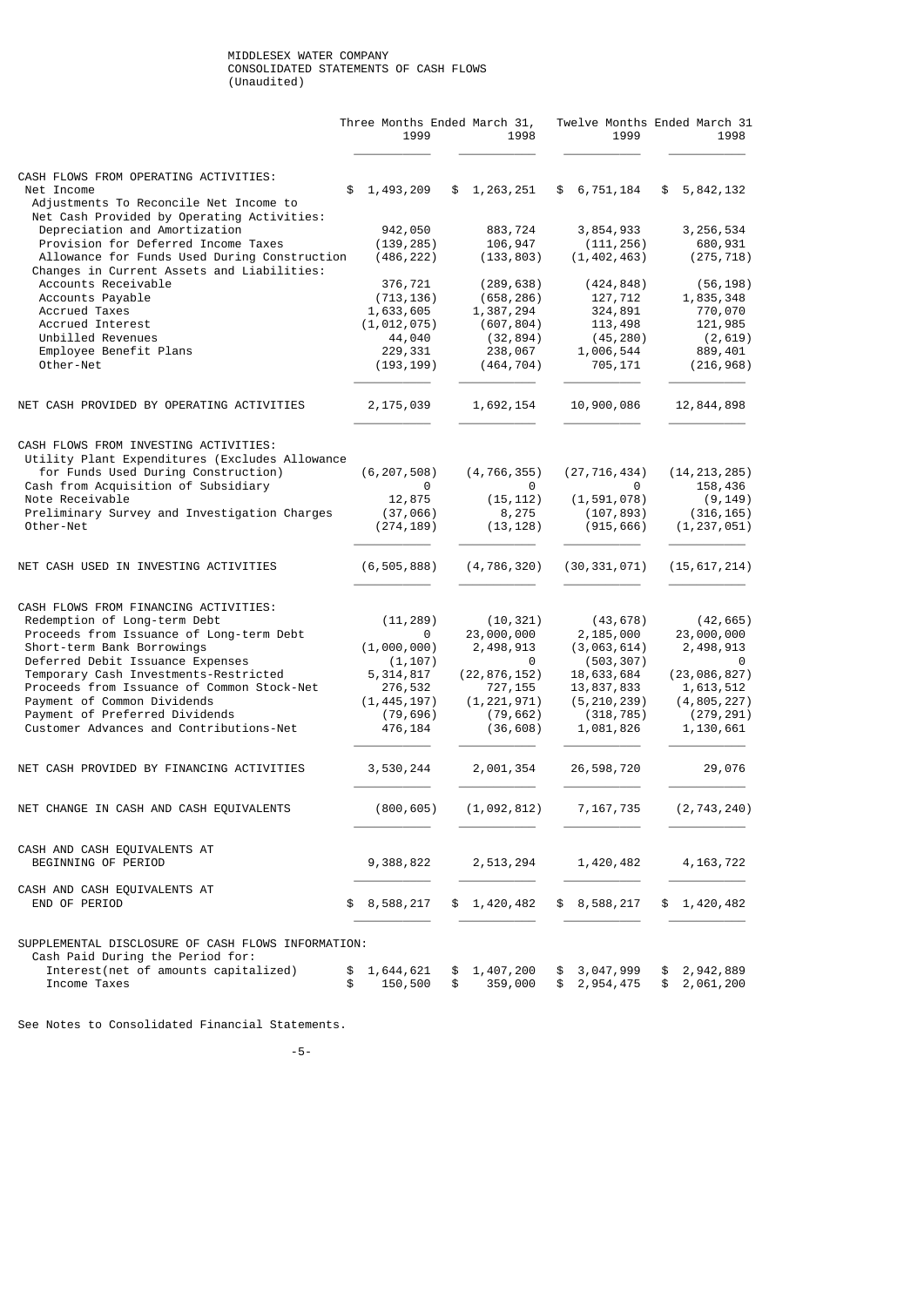MIDDLESEX WATER COMPANY
CONSOLIDATED STATEMENTS OF CASH FLOWS
(Unaudited)

| | Three Months Ended March 31, 1999 | Three Months Ended March 31, 1998 | Twelve Months Ended March 31 1999 | Twelve Months Ended March 31 1998 |
|---|---|---|---|---|
| CASH FLOWS FROM OPERATING ACTIVITIES: | | | | |
| Net Income | $ 1,493,209 | $ 1,263,251 | $ 6,751,184 | $ 5,842,132 |
| Adjustments To Reconcile Net Income to Net Cash Provided by Operating Activities: | | | | |
| Depreciation and Amortization | 942,050 | 883,724 | 3,854,933 | 3,256,534 |
| Provision for Deferred Income Taxes | (139,285) | 106,947 | (111,256) | 680,931 |
| Allowance for Funds Used During Construction | (486,222) | (133,803) | (1,402,463) | (275,718) |
| Changes in Current Assets and Liabilities: | | | | |
| Accounts Receivable | 376,721 | (289,638) | (424,848) | (56,198) |
| Accounts Payable | (713,136) | (658,286) | 127,712 | 1,835,348 |
| Accrued Taxes | 1,633,605 | 1,387,294 | 324,891 | 770,070 |
| Accrued Interest | (1,012,075) | (607,804) | 113,498 | 121,985 |
| Unbilled Revenues | 44,040 | (32,894) | (45,280) | (2,619) |
| Employee Benefit Plans | 229,331 | 238,067 | 1,006,544 | 889,401 |
| Other-Net | (193,199) | (464,704) | 705,171 | (216,968) |
| NET CASH PROVIDED BY OPERATING ACTIVITIES | 2,175,039 | 1,692,154 | 10,900,086 | 12,844,898 |
| CASH FLOWS FROM INVESTING ACTIVITIES: | | | | |
| Utility Plant Expenditures (Excludes Allowance for Funds Used During Construction) | (6,207,508) | (4,766,355) | (27,716,434) | (14,213,285) |
| Cash from Acquisition of Subsidiary | 0 | 0 | 0 | 158,436 |
| Note Receivable | 12,875 | (15,112) | (1,591,078) | (9,149) |
| Preliminary Survey and Investigation Charges | (37,066) | 8,275 | (107,893) | (316,165) |
| Other-Net | (274,189) | (13,128) | (915,666) | (1,237,051) |
| NET CASH USED IN INVESTING ACTIVITIES | (6,505,888) | (4,786,320) | (30,331,071) | (15,617,214) |
| CASH FLOWS FROM FINANCING ACTIVITIES: | | | | |
| Redemption of Long-term Debt | (11,289) | (10,321) | (43,678) | (42,665) |
| Proceeds from Issuance of Long-term Debt | 0 | 23,000,000 | 2,185,000 | 23,000,000 |
| Short-term Bank Borrowings | (1,000,000) | 2,498,913 | (3,063,614) | 2,498,913 |
| Deferred Debit Issuance Expenses | (1,107) | 0 | (503,307) | 0 |
| Temporary Cash Investments-Restricted | 5,314,817 | (22,876,152) | 18,633,684 | (23,086,827) |
| Proceeds from Issuance of Common Stock-Net | 276,532 | 727,155 | 13,837,833 | 1,613,512 |
| Payment of Common Dividends | (1,445,197) | (1,221,971) | (5,210,239) | (4,805,227) |
| Payment of Preferred Dividends | (79,696) | (79,662) | (318,785) | (279,291) |
| Customer Advances and Contributions-Net | 476,184 | (36,608) | 1,081,826 | 1,130,661 |
| NET CASH PROVIDED BY FINANCING ACTIVITIES | 3,530,244 | 2,001,354 | 26,598,720 | 29,076 |
| NET CHANGE IN CASH AND CASH EQUIVALENTS | (800,605) | (1,092,812) | 7,167,735 | (2,743,240) |
| CASH AND CASH EQUIVALENTS AT BEGINNING OF PERIOD | 9,388,822 | 2,513,294 | 1,420,482 | 4,163,722 |
| CASH AND CASH EQUIVALENTS AT END OF PERIOD | $ 8,588,217 | $ 1,420,482 | $ 8,588,217 | $ 1,420,482 |
| SUPPLEMENTAL DISCLOSURE OF CASH FLOWS INFORMATION: | | | | |
| Cash Paid During the Period for: | | | | |
| Interest(net of amounts capitalized) | $ 1,644,621 | $ 1,407,200 | $ 3,047,999 | $ 2,942,889 |
| Income Taxes | $ 150,500 | $ 359,000 | $ 2,954,475 | $ 2,061,200 |

See Notes to Consolidated Financial Statements.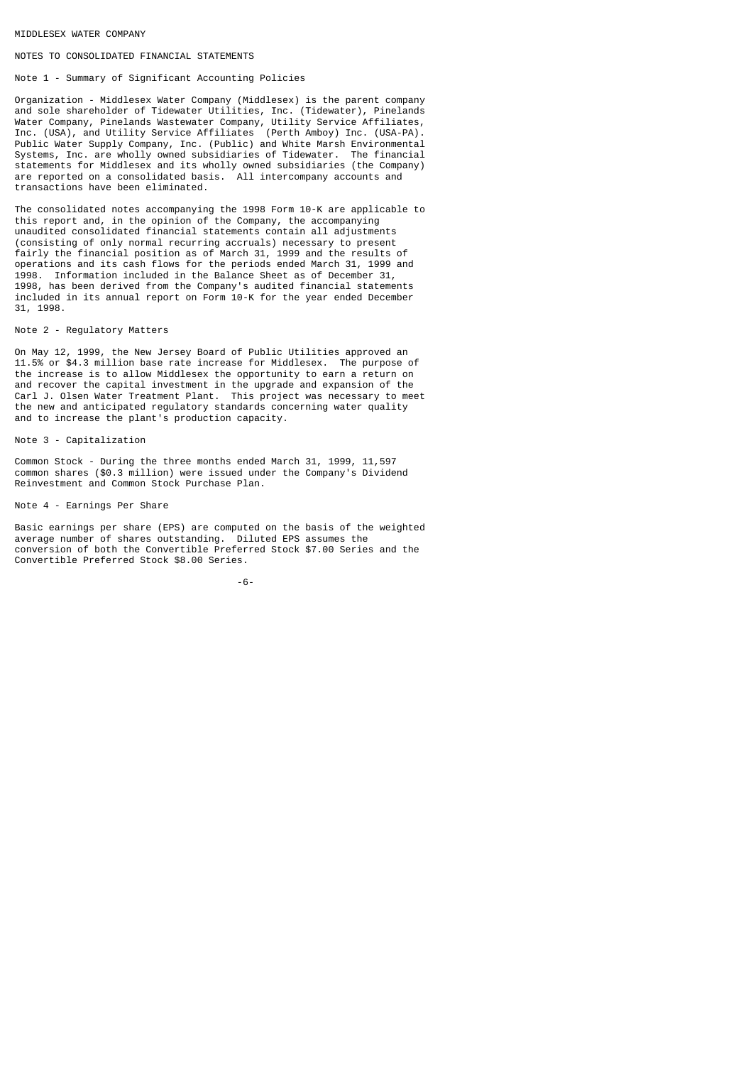MIDDLESEX WATER COMPANY

NOTES TO CONSOLIDATED FINANCIAL STATEMENTS

## Note 1 - Summary of Significant Accounting Policies

Organization - Middlesex Water Company (Middlesex) is the parent company and sole shareholder of Tidewater Utilities, Inc. (Tidewater), Pinelands Water Company, Pinelands Wastewater Company, Utility Service Affiliates, Inc. (USA), and Utility Service Affiliates (Perth Amboy) Inc. (USA-PA). Public Water Supply Company, Inc. (Public) and White Marsh Environmental Systems, Inc. are wholly owned subsidiaries of Tidewater. The financial statements for Middlesex and its wholly owned subsidiaries (the Company) are reported on a consolidated basis. All intercompany accounts and transactions have been eliminated.

The consolidated notes accompanying the 1998 Form 10-K are applicable to this report and, in the opinion of the Company, the accompanying unaudited consolidated financial statements contain all adjustments (consisting of only normal recurring accruals) necessary to present fairly the financial position as of March 31, 1999 and the results of operations and its cash flows for the periods ended March 31, 1999 and 1998. Information included in the Balance Sheet as of December 31, 1998, has been derived from the Company's audited financial statements included in its annual report on Form 10-K for the year ended December 31, 1998.

## Note 2 - Regulatory Matters

On May 12, 1999, the New Jersey Board of Public Utilities approved an 11.5% or $4.3 million base rate increase for Middlesex. The purpose of the increase is to allow Middlesex the opportunity to earn a return on and recover the capital investment in the upgrade and expansion of the Carl J. Olsen Water Treatment Plant. This project was necessary to meet the new and anticipated regulatory standards concerning water quality and to increase the plant's production capacity.

## Note 3 - Capitalization

Common Stock - During the three months ended March 31, 1999, 11,597 common shares ($0.3 million) were issued under the Company's Dividend Reinvestment and Common Stock Purchase Plan.

## Note 4 - Earnings Per Share

Basic earnings per share (EPS) are computed on the basis of the weighted average number of shares outstanding. Diluted EPS assumes the conversion of both the Convertible Preferred Stock $7.00 Series and the Convertible Preferred Stock $8.00 Series.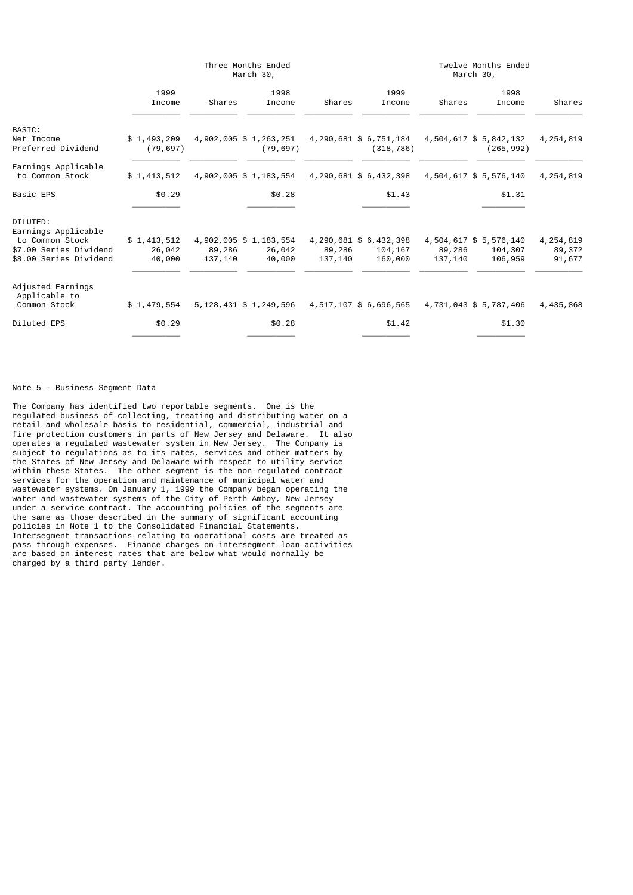| | Three Months Ended March 30, | | | | Twelve Months Ended March 30, | | | |
|---|---|---|---|---|---|---|---|---|
| | 1999 Income | Shares | 1998 Income | Shares | 1999 Income | Shares | 1998 Income | Shares |
| BASIC: | | | | | | | | |
| Net Income | $ 1,493,209 | 4,902,005 | $ 1,263,251 | 4,290,681 | $ 6,751,184 | 4,504,617 | $ 5,842,132 | 4,254,819 |
| Preferred Dividend | (79,697) | | (79,697) | | (318,786) | | (265,992) | |
| Earnings Applicable to Common Stock | $ 1,413,512 | 4,902,005 | $ 1,183,554 | 4,290,681 | $ 6,432,398 | 4,504,617 | $ 5,576,140 | 4,254,819 |
| Basic EPS | $0.29 | | $0.28 | | $1.43 | | $1.31 | |
| DILUTED: | | | | | | | | |
| Earnings Applicable to Common Stock | $ 1,413,512 | 4,902,005 | $ 1,183,554 | 4,290,681 | $ 6,432,398 | 4,504,617 | $ 5,576,140 | 4,254,819 |
| $7.00 Series Dividend | 26,042 | 89,286 | 26,042 | 89,286 | 104,167 | 89,286 | 104,307 | 89,372 |
| $8.00 Series Dividend | 40,000 | 137,140 | 40,000 | 137,140 | 160,000 | 137,140 | 106,959 | 91,677 |
| Adjusted Earnings Applicable to Common Stock | $ 1,479,554 | 5,128,431 | $ 1,249,596 | 4,517,107 | $ 6,696,565 | 4,731,043 | $ 5,787,406 | 4,435,868 |
| Diluted EPS | $0.29 | | $0.28 | | $1.42 | | $1.30 | |

Note 5 - Business Segment Data

The Company has identified two reportable segments. One is the regulated business of collecting, treating and distributing water on a retail and wholesale basis to residential, commercial, industrial and fire protection customers in parts of New Jersey and Delaware. It also operates a regulated wastewater system in New Jersey. The Company is subject to regulations as to its rates, services and other matters by the States of New Jersey and Delaware with respect to utility service within these States. The other segment is the non-regulated contract services for the operation and maintenance of municipal water and wastewater systems. On January 1, 1999 the Company began operating the water and wastewater systems of the City of Perth Amboy, New Jersey under a service contract. The accounting policies of the segments are the same as those described in the summary of significant accounting policies in Note 1 to the Consolidated Financial Statements. Intersegment transactions relating to operational costs are treated as pass through expenses. Finance charges on intersegment loan activities are based on interest rates that are below what would normally be charged by a third party lender.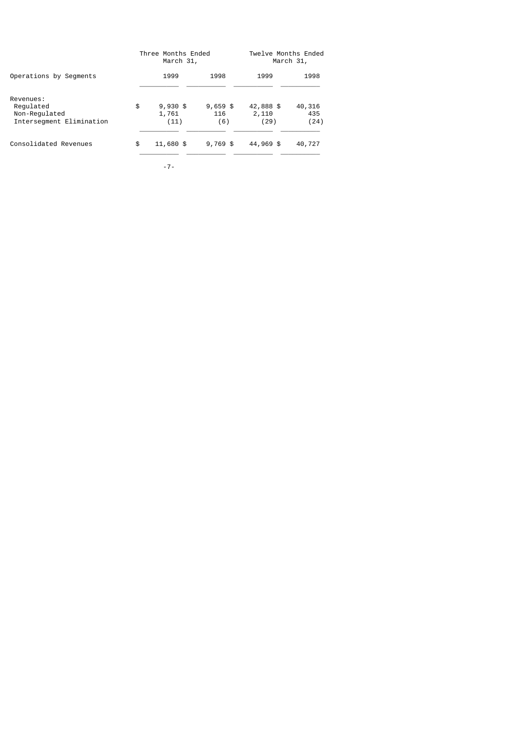| Operations by Segments | Three Months Ended March 31, 1999 | Three Months Ended March 31, 1998 | Twelve Months Ended March 31, 1999 | Twelve Months Ended March 31, 1998 |
|---|---|---|---|---|
| Revenues: | | | | |
| Regulated | $ 9,930 | $ 9,659 | $ 42,888 | $ 40,316 |
| Non-Regulated | 1,761 | 116 | 2,110 | 435 |
| Intersegment Elimination | (11) | (6) | (29) | (24) |
| Consolidated Revenues | $ 11,680 | $ 9,769 | $ 44,969 | $ 40,727 |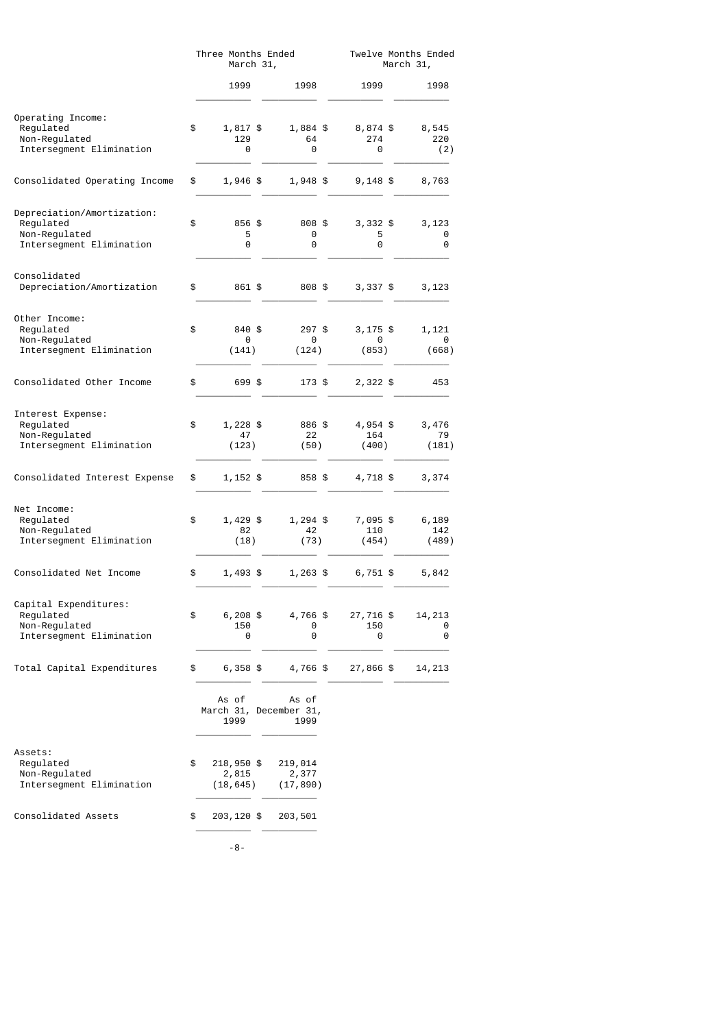| | Three Months Ended March 31, | | Twelve Months Ended March 31, | |
|---|---|---|---|---|
| | 1999 | 1998 | 1999 | 1998 |
| **Operating Income:** | | | | |
| Regulated | $ 1,817 | $ 1,884 | $ 8,874 | $ 8,545 |
| Non-Regulated | 129 | 64 | 274 | 220 |
| Intersegment Elimination | 0 | 0 | 0 | (2) |
| Consolidated Operating Income | $ 1,946 | $ 1,948 | $ 9,148 | $ 8,763 |
| **Depreciation/Amortization:** | | | | |
| Regulated | $ 856 | $ 808 | $ 3,332 | $ 3,123 |
| Non-Regulated | 5 | 0 | 5 | 0 |
| Intersegment Elimination | 0 | 0 | 0 | 0 |
| Consolidated Depreciation/Amortization | $ 861 | $ 808 | $ 3,337 | $ 3,123 |
| **Other Income:** | | | | |
| Regulated | $ 840 | $ 297 | $ 3,175 | $ 1,121 |
| Non-Regulated | 0 | 0 | 0 | 0 |
| Intersegment Elimination | (141) | (124) | (853) | (668) |
| Consolidated Other Income | $ 699 | $ 173 | $ 2,322 | $ 453 |
| **Interest Expense:** | | | | |
| Regulated | $ 1,228 | $ 886 | $ 4,954 | $ 3,476 |
| Non-Regulated | 47 | 22 | 164 | 79 |
| Intersegment Elimination | (123) | (50) | (400) | (181) |
| Consolidated Interest Expense | $ 1,152 | $ 858 | $ 4,718 | $ 3,374 |
| **Net Income:** | | | | |
| Regulated | $ 1,429 | $ 1,294 | $ 7,095 | $ 6,189 |
| Non-Regulated | 82 | 42 | 110 | 142 |
| Intersegment Elimination | (18) | (73) | (454) | (489) |
| Consolidated Net Income | $ 1,493 | $ 1,263 | $ 6,751 | $ 5,842 |
| **Capital Expenditures:** | | | | |
| Regulated | $ 6,208 | $ 4,766 | $ 27,716 | $ 14,213 |
| Non-Regulated | 150 | 0 | 150 | 0 |
| Intersegment Elimination | 0 | 0 | 0 | 0 |
| Total Capital Expenditures | $ 6,358 | $ 4,766 | $ 27,866 | $ 14,213 |

| | As of March 31, 1999 | As of December 31, 1999 |
|---|---|---|
| **Assets:** | | |
| Regulated | $ 218,950 | $ 219,014 |
| Non-Regulated | 2,815 | 2,377 |
| Intersegment Elimination | (18,645) | (17,890) |
| Consolidated Assets | $ 203,120 | $ 203,501 |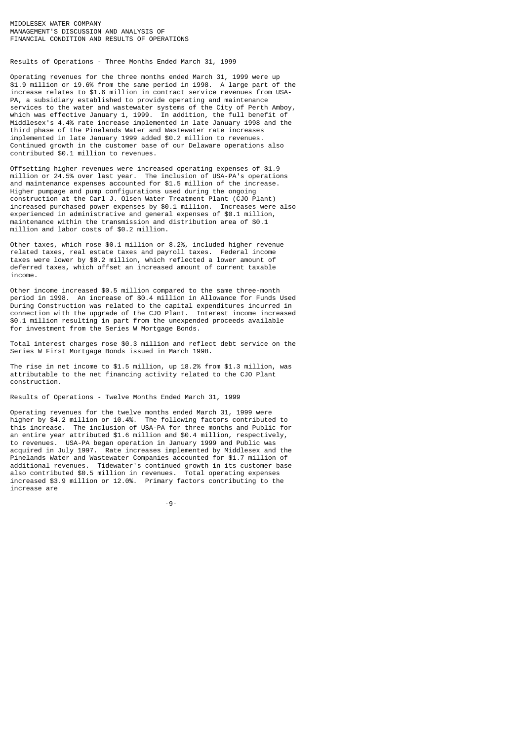MIDDLESEX WATER COMPANY
MANAGEMENT'S DISCUSSION AND ANALYSIS OF
FINANCIAL CONDITION AND RESULTS OF OPERATIONS

## Results of Operations - Three Months Ended March 31, 1999

Operating revenues for the three months ended March 31, 1999 were up $1.9 million or 19.6% from the same period in 1998. A large part of the increase relates to $1.6 million in contract service revenues from USA-PA, a subsidiary established to provide operating and maintenance services to the water and wastewater systems of the City of Perth Amboy, which was effective January 1, 1999. In addition, the full benefit of Middlesex's 4.4% rate increase implemented in late January 1998 and the third phase of the Pinelands Water and Wastewater rate increases implemented in late January 1999 added $0.2 million to revenues. Continued growth in the customer base of our Delaware operations also contributed $0.1 million to revenues.

Offsetting higher revenues were increased operating expenses of $1.9 million or 24.5% over last year. The inclusion of USA-PA's operations and maintenance expenses accounted for $1.5 million of the increase. Higher pumpage and pump configurations used during the ongoing construction at the Carl J. Olsen Water Treatment Plant (CJO Plant) increased purchased power expenses by $0.1 million. Increases were also experienced in administrative and general expenses of $0.1 million, maintenance within the transmission and distribution area of $0.1 million and labor costs of $0.2 million.

Other taxes, which rose $0.1 million or 8.2%, included higher revenue related taxes, real estate taxes and payroll taxes. Federal income taxes were lower by $0.2 million, which reflected a lower amount of deferred taxes, which offset an increased amount of current taxable income.

Other income increased $0.5 million compared to the same three-month period in 1998. An increase of $0.4 million in Allowance for Funds Used During Construction was related to the capital expenditures incurred in connection with the upgrade of the CJO Plant. Interest income increased $0.1 million resulting in part from the unexpended proceeds available for investment from the Series W Mortgage Bonds.

Total interest charges rose $0.3 million and reflect debt service on the Series W First Mortgage Bonds issued in March 1998.

The rise in net income to $1.5 million, up 18.2% from $1.3 million, was attributable to the net financing activity related to the CJO Plant construction.

## Results of Operations - Twelve Months Ended March 31, 1999

Operating revenues for the twelve months ended March 31, 1999 were higher by $4.2 million or 10.4%. The following factors contributed to this increase. The inclusion of USA-PA for three months and Public for an entire year attributed $1.6 million and $0.4 million, respectively, to revenues. USA-PA began operation in January 1999 and Public was acquired in July 1997. Rate increases implemented by Middlesex and the Pinelands Water and Wastewater Companies accounted for $1.7 million of additional revenues. Tidewater's continued growth in its customer base also contributed $0.5 million in revenues. Total operating expenses increased $3.9 million or 12.0%. Primary factors contributing to the increase are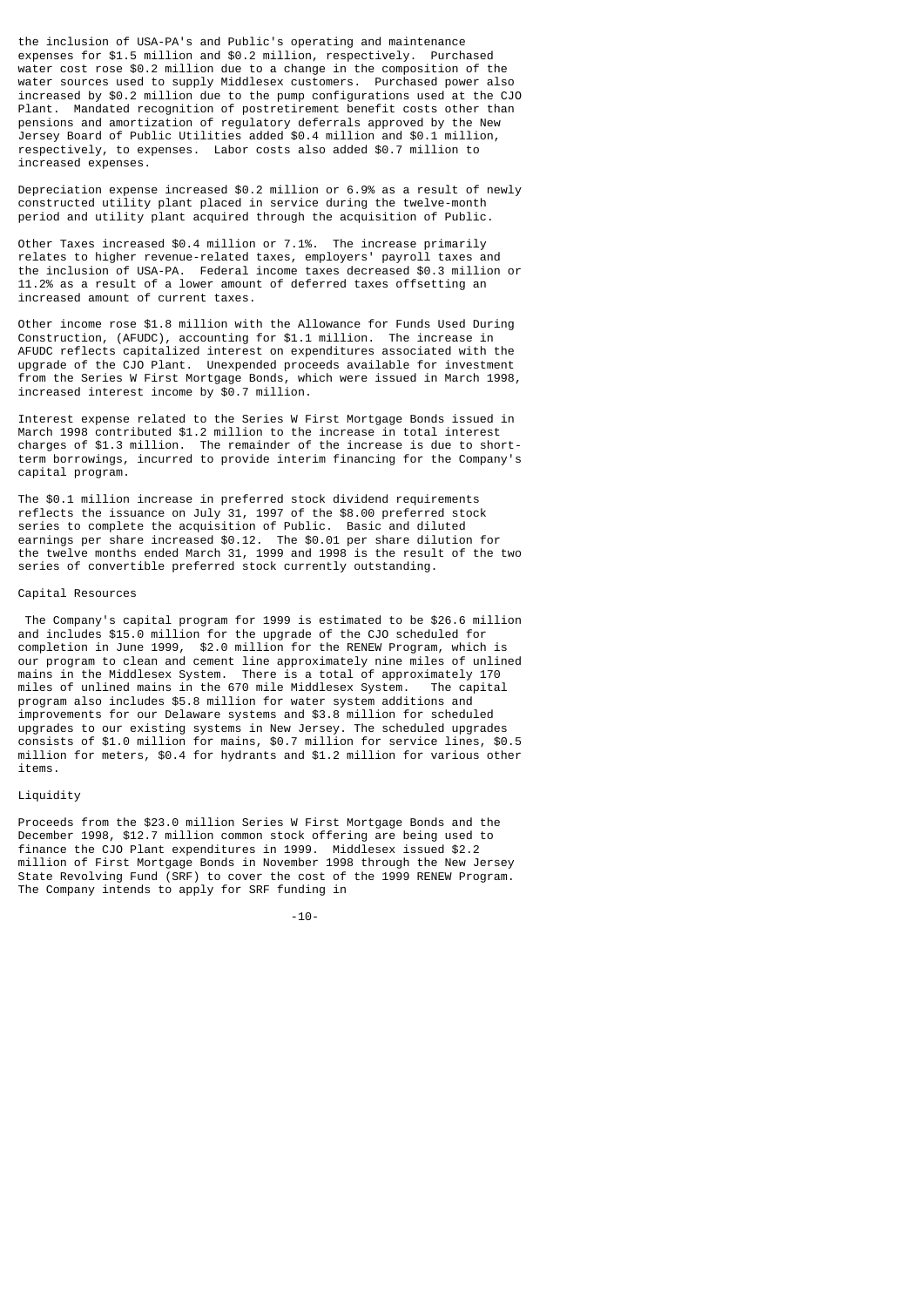the inclusion of USA-PA's and Public's operating and maintenance expenses for $1.5 million and $0.2 million, respectively. Purchased water cost rose $0.2 million due to a change in the composition of the water sources used to supply Middlesex customers. Purchased power also increased by $0.2 million due to the pump configurations used at the CJO Plant. Mandated recognition of postretirement benefit costs other than pensions and amortization of regulatory deferrals approved by the New Jersey Board of Public Utilities added $0.4 million and $0.1 million, respectively, to expenses. Labor costs also added $0.7 million to increased expenses.

Depreciation expense increased $0.2 million or 6.9% as a result of newly constructed utility plant placed in service during the twelve-month period and utility plant acquired through the acquisition of Public.

Other Taxes increased $0.4 million or 7.1%. The increase primarily relates to higher revenue-related taxes, employers' payroll taxes and the inclusion of USA-PA. Federal income taxes decreased $0.3 million or 11.2% as a result of a lower amount of deferred taxes offsetting an increased amount of current taxes.

Other income rose $1.8 million with the Allowance for Funds Used During Construction, (AFUDC), accounting for $1.1 million. The increase in AFUDC reflects capitalized interest on expenditures associated with the upgrade of the CJO Plant. Unexpended proceeds available for investment from the Series W First Mortgage Bonds, which were issued in March 1998, increased interest income by $0.7 million.

Interest expense related to the Series W First Mortgage Bonds issued in March 1998 contributed $1.2 million to the increase in total interest charges of $1.3 million. The remainder of the increase is due to short-term borrowings, incurred to provide interim financing for the Company's capital program.

The $0.1 million increase in preferred stock dividend requirements reflects the issuance on July 31, 1997 of the $8.00 preferred stock series to complete the acquisition of Public. Basic and diluted earnings per share increased $0.12. The $0.01 per share dilution for the twelve months ended March 31, 1999 and 1998 is the result of the two series of convertible preferred stock currently outstanding.

Capital Resources

The Company's capital program for 1999 is estimated to be $26.6 million and includes $15.0 million for the upgrade of the CJO scheduled for completion in June 1999, $2.0 million for the RENEW Program, which is our program to clean and cement line approximately nine miles of unlined mains in the Middlesex System. There is a total of approximately 170 miles of unlined mains in the 670 mile Middlesex System. The capital program also includes $5.8 million for water system additions and improvements for our Delaware systems and $3.8 million for scheduled upgrades to our existing systems in New Jersey. The scheduled upgrades consists of $1.0 million for mains, $0.7 million for service lines, $0.5 million for meters, $0.4 for hydrants and $1.2 million for various other items.

Liquidity

Proceeds from the $23.0 million Series W First Mortgage Bonds and the December 1998, $12.7 million common stock offering are being used to finance the CJO Plant expenditures in 1999. Middlesex issued $2.2 million of First Mortgage Bonds in November 1998 through the New Jersey State Revolving Fund (SRF) to cover the cost of the 1999 RENEW Program. The Company intends to apply for SRF funding in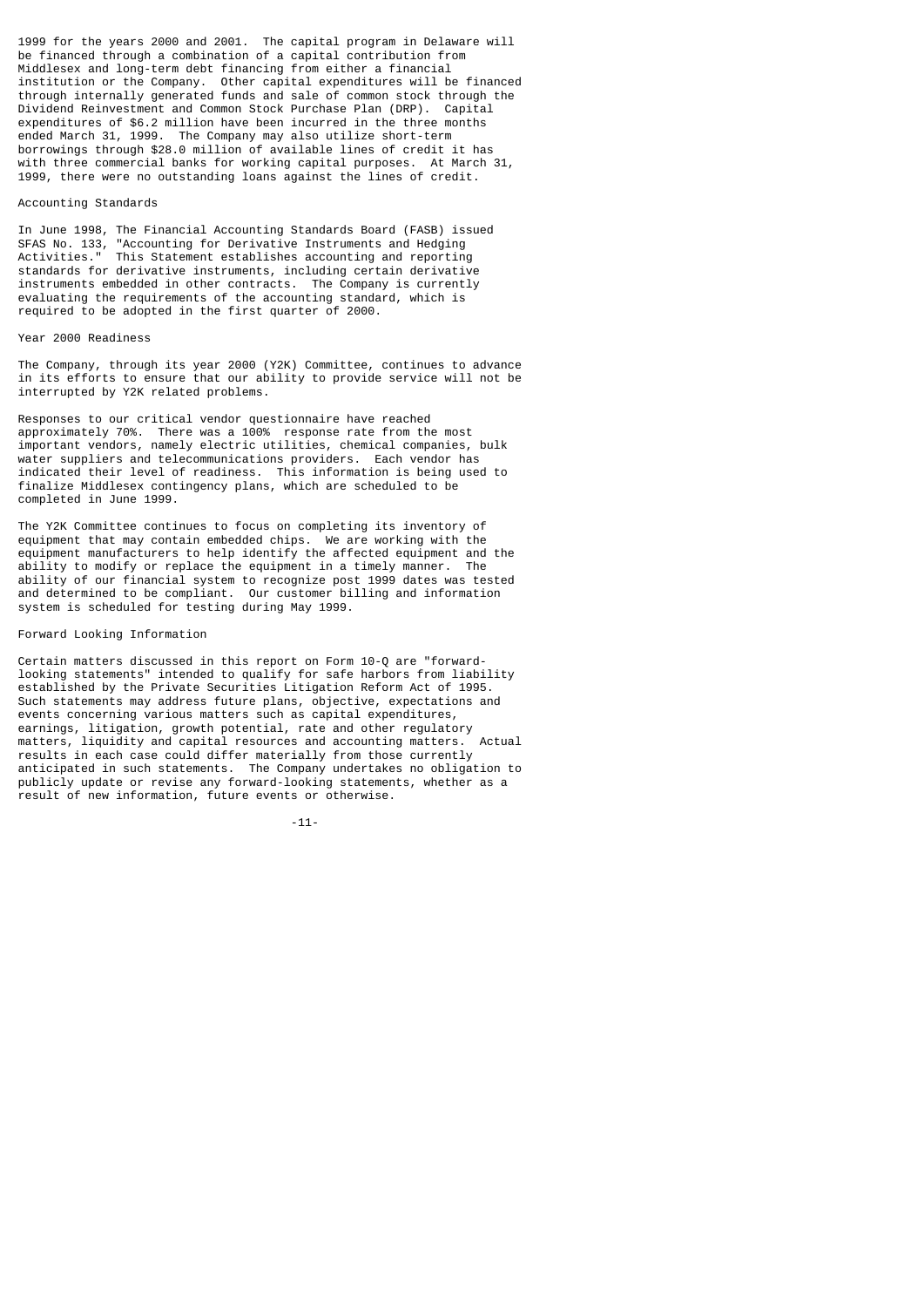1999 for the years 2000 and 2001. The capital program in Delaware will be financed through a combination of a capital contribution from Middlesex and long-term debt financing from either a financial institution or the Company. Other capital expenditures will be financed through internally generated funds and sale of common stock through the Dividend Reinvestment and Common Stock Purchase Plan (DRP). Capital expenditures of $6.2 million have been incurred in the three months ended March 31, 1999. The Company may also utilize short-term borrowings through $28.0 million of available lines of credit it has with three commercial banks for working capital purposes. At March 31, 1999, there were no outstanding loans against the lines of credit.

## Accounting Standards

In June 1998, The Financial Accounting Standards Board (FASB) issued SFAS No. 133, "Accounting for Derivative Instruments and Hedging Activities." This Statement establishes accounting and reporting standards for derivative instruments, including certain derivative instruments embedded in other contracts. The Company is currently evaluating the requirements of the accounting standard, which is required to be adopted in the first quarter of 2000.

## Year 2000 Readiness

The Company, through its year 2000 (Y2K) Committee, continues to advance in its efforts to ensure that our ability to provide service will not be interrupted by Y2K related problems.

Responses to our critical vendor questionnaire have reached approximately 70%. There was a 100% response rate from the most important vendors, namely electric utilities, chemical companies, bulk water suppliers and telecommunications providers. Each vendor has indicated their level of readiness. This information is being used to finalize Middlesex contingency plans, which are scheduled to be completed in June 1999.

The Y2K Committee continues to focus on completing its inventory of equipment that may contain embedded chips. We are working with the equipment manufacturers to help identify the affected equipment and the ability to modify or replace the equipment in a timely manner. The ability of our financial system to recognize post 1999 dates was tested and determined to be compliant. Our customer billing and information system is scheduled for testing during May 1999.

## Forward Looking Information

Certain matters discussed in this report on Form 10-Q are "forward-looking statements" intended to qualify for safe harbors from liability established by the Private Securities Litigation Reform Act of 1995. Such statements may address future plans, objective, expectations and events concerning various matters such as capital expenditures, earnings, litigation, growth potential, rate and other regulatory matters, liquidity and capital resources and accounting matters. Actual results in each case could differ materially from those currently anticipated in such statements. The Company undertakes no obligation to publicly update or revise any forward-looking statements, whether as a result of new information, future events or otherwise.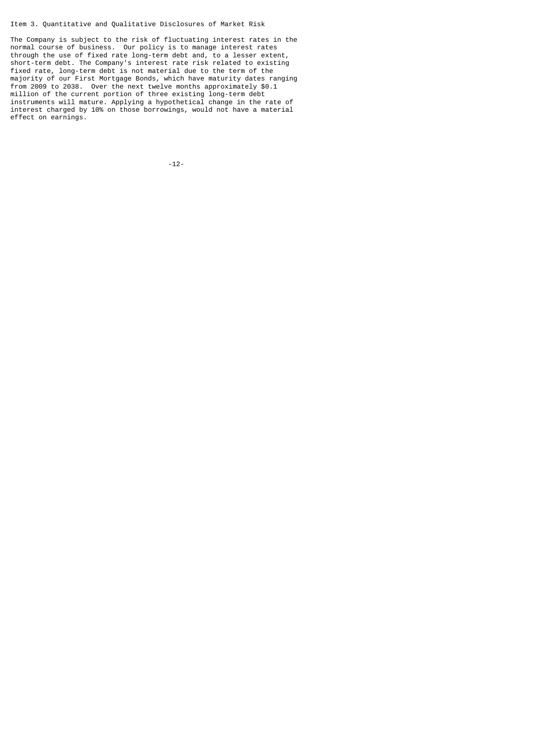## Item 3. Quantitative and Qualitative Disclosures of Market Risk

The Company is subject to the risk of fluctuating interest rates in the normal course of business. Our policy is to manage interest rates through the use of fixed rate long-term debt and, to a lesser extent, short-term debt. The Company's interest rate risk related to existing fixed rate, long-term debt is not material due to the term of the majority of our First Mortgage Bonds, which have maturity dates ranging from 2009 to 2038. Over the next twelve months approximately $0.1 million of the current portion of three existing long-term debt instruments will mature. Applying a hypothetical change in the rate of interest charged by 10% on those borrowings, would not have a material effect on earnings.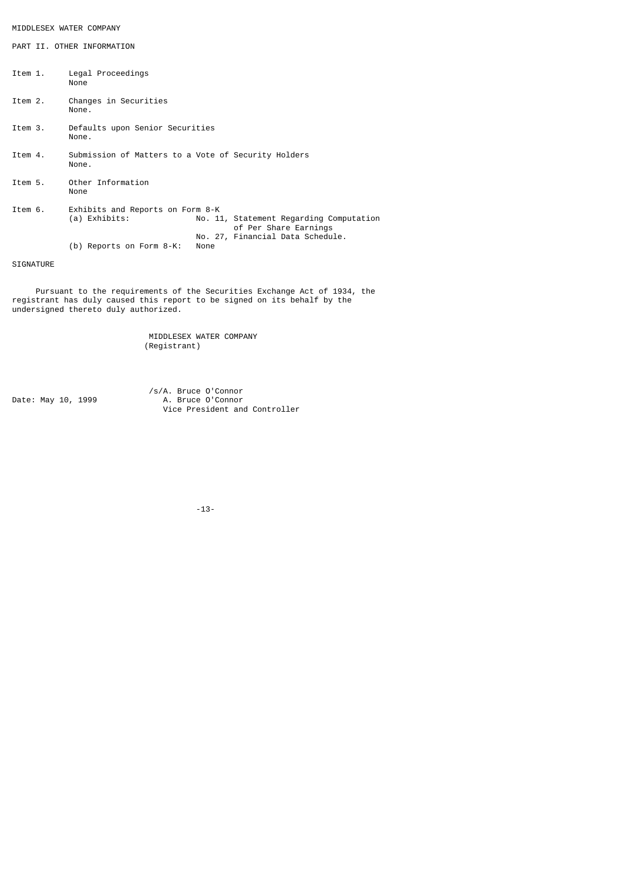MIDDLESEX WATER COMPANY

## PART II. OTHER INFORMATION

Item 1. Legal Proceedings
None

Item 2. Changes in Securities
None.

Item 3. Defaults upon Senior Securities
None.

Item 4. Submission of Matters to a Vote of Security Holders
None.

Item 5. Other Information
None

Item 6. Exhibits and Reports on Form 8-K
(a) Exhibits: No. 11, Statement Regarding Computation of Per Share Earnings
No. 27, Financial Data Schedule.
(b) Reports on Form 8-K: None

## SIGNATURE

Pursuant to the requirements of the Securities Exchange Act of 1934, the registrant has duly caused this report to be signed on its behalf by the undersigned thereto duly authorized.

MIDDLESEX WATER COMPANY
(Registrant)

Date: May 10, 1999

/s/A. Bruce O'Connor
A. Bruce O'Connor
Vice President and Controller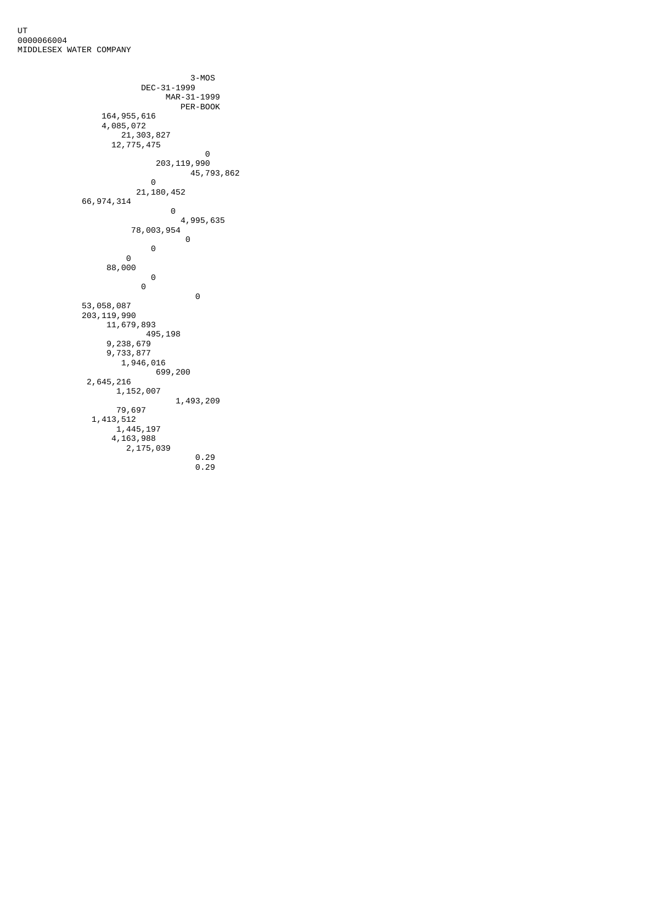UT
0000066004
MIDDLESEX WATER COMPANY

```
                                3-MOS
                      DEC-31-1999
                           MAR-31-1999
                              PER-BOOK
             164,955,616
             4,085,072
                 21,303,827
               12,775,475
                                     0
                        203,119,990
                               45,793,862
                      0
                    21,180,452
         66,974,314
                          0
                            4,995,635
                   78,003,954
                               0
                      0
                  0
              88,000
                      0
                    0
                                  0
         53,058,087
         203,119,990
              11,679,893
                      495,198
              9,238,679
              9,733,877
                 1,946,016
                        699,200
          2,645,216
                1,152,007
                            1,493,209
                79,697
           1,413,512
                1,445,197
               4,163,988
                  2,175,039
                                0.29
                                0.29
```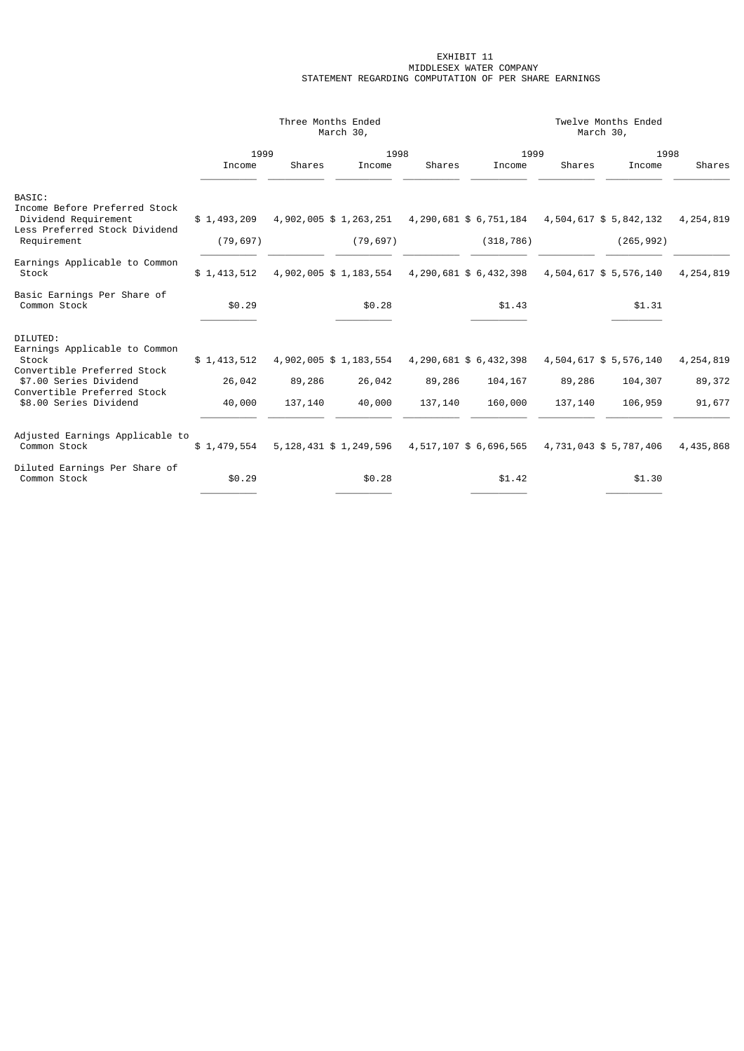EXHIBIT 11
MIDDLESEX WATER COMPANY
STATEMENT REGARDING COMPUTATION OF PER SHARE EARNINGS

| | Three Months Ended March 30, | | | | Twelve Months Ended March 30, | | | |
|---|---|---|---|---|---|---|---|---|
| | 1999 | | 1998 | | 1999 | | 1998 | |
| | Income | Shares | Income | Shares | Income | Shares | Income | Shares |
| BASIC: | | | | | | | | |
| Income Before Preferred Stock Dividend Requirement | $ 1,493,209 | 4,902,005 | $ 1,263,251 | 4,290,681 | $ 6,751,184 | 4,504,617 | $ 5,842,132 | 4,254,819 |
| Less Preferred Stock Dividend Requirement | (79,697) | | (79,697) | | (318,786) | | (265,992) | |
| Earnings Applicable to Common Stock | $ 1,413,512 | 4,902,005 | $ 1,183,554 | 4,290,681 | $ 6,432,398 | 4,504,617 | $ 5,576,140 | 4,254,819 |
| Basic Earnings Per Share of Common Stock | $0.29 | | $0.28 | | $1.43 | | $1.31 | |
| DILUTED: | | | | | | | | |
| Earnings Applicable to Common Stock | $ 1,413,512 | 4,902,005 | $ 1,183,554 | 4,290,681 | $ 6,432,398 | 4,504,617 | $ 5,576,140 | 4,254,819 |
| Convertible Preferred Stock $7.00 Series Dividend | 26,042 | 89,286 | 26,042 | 89,286 | 104,167 | 89,286 | 104,307 | 89,372 |
| Convertible Preferred Stock $8.00 Series Dividend | 40,000 | 137,140 | 40,000 | 137,140 | 160,000 | 137,140 | 106,959 | 91,677 |
| Adjusted Earnings Applicable to Common Stock | $ 1,479,554 | 5,128,431 | $ 1,249,596 | 4,517,107 | $ 6,696,565 | 4,731,043 | $ 5,787,406 | 4,435,868 |
| Diluted Earnings Per Share of Common Stock | $0.29 | | $0.28 | | $1.42 | | $1.30 | |